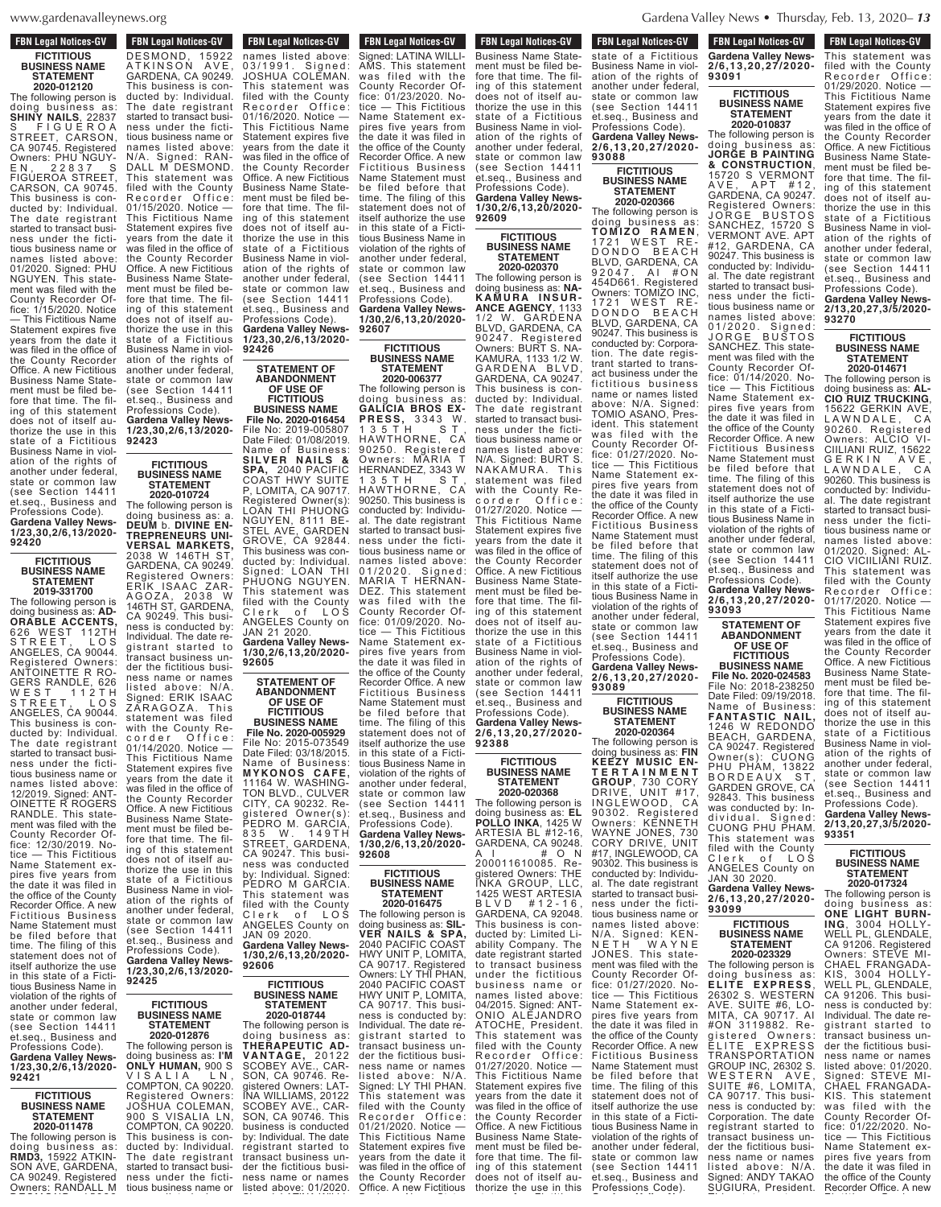**FBN Legal Notices-GV**

### FICTITIOUS BUSINESS NAME STATEMENT 2020-012120

The following person is doing business as: **SHINY NAILS**, 22837 S FIGUEROA STREET, CARSON, CA 90745. Registered Owners: PHU NGUYEN, 22837 S FIGUEROA STREET, CARSON, CA 90745. This business is conducted by: Individual. The date registrant started to transact business under the fictitious business name or names listed above: 01/2020. Signed: PHU NGUYEN. This statement was filed with the County Recorder Office: 1/15/2020. Notice — This Fictitious Name Statement expires five years from the date it was filed in the office of the County Recorder Office. A new Fictitious Business Name Statement must be filed before that time. The filing of this statement does not of itself authorize the use in this state of a Fictitious Business Name in violation of the rights of another under federal, state or common law (see Section 14411 et.seq., Business and Professions Code).
**Gardena Valley News-1/23,30,2/6,13/2020-92420**

### FICTITIOUS BUSINESS NAME STATEMENT 2019-331700

The following person is doing business as: **ADORABLE ACCENTS**, 626 WEST 112TH STREET, LOS ANGELES, CA 90044. Registered Owners: ANTOINETTE R ROGERS RANDLE, 626 WEST 112TH STREET, LOS ANGELES, CA 90044. This business is conducted by: Individual. The date registrant started to transact business under the fictitious business name or names listed above: 12/2019. Signed: ANTOINETTE R ROGERS RANDLE. This statement was filed with the County Recorder Office: 12/30/2019. Notice — This Fictitious Name Statement expires five years from the date it was filed in the office of the County Recorder Office. A new Fictitious Business Name Statement must be filed before that time. The filing of this statement does not of itself authorize the use in this state of a Fictitious Business Name in violation of the rights of another under federal, state or common law (see Section 14411 et.seq., Business and Professions Code).
**Gardena Valley News-1/23,30,2/6,13/2020-92421**

### FICTITIOUS BUSINESS NAME STATEMENT 2020-011478

The following person is doing business as: **RMD3**, 15922 ATKINSON AVE, GARDENA, CA 90249. Registered Owners: RANDALL M DESMOND, 15922 ATKINSON AVE, GARDENA, CA 90249. This business is conducted by: Individual. The date registrant started to transact business under the fictitious business name or names listed above: N/A. Signed: RANDALL M DESMOND. This statement was filed with the County Recorder Office: 01/15/2020. Notice — This Fictitious Name Statement expires five years from the date it was filed in the office of the County Recorder Office. A new Fictitious Business Name Statement must be filed before that time. The filing of this statement does not of itself authorize the use in this state of a Fictitious Business Name in violation of the rights of another under federal, state or common law (see Section 14411 et.seq., Business and Professions Code).
**Gardena Valley News-1/23,30,2/6,13/2020-92423**

### FICTITIOUS BUSINESS NAME STATEMENT 2020-010724

The following person is doing business as: a. **DEUM** b. **DIVINE ENTREPRENEURS UNIVERSAL MARKETS**, 2038 W 146TH ST, GARDENA, CA 90249. Registered Owners: ERIK ISAAC ZARAGOZA, 2038 W 146TH ST, GARDENA, CA 90249. This business is conducted by: Individual. The date registrant started to transact business under the fictitious business name or names listed above: N/A. Signed: ERIK ISAAC ZARAGOZA. This statement was filed with the County Recorder Office: 01/14/2020. Notice — This Fictitious Name Statement expires five years from the date it was filed in the office of the County Recorder Office. A new Fictitious Business Name Statement must be filed before that time. The filing of this statement does not of itself authorize the use in this state of a Fictitious Business Name in violation of the rights of another under federal, state or common law (see Section 14411 et.seq., Business and Professions Code).
**Gardena Valley News-1/23,30,2/6,13/2020-92425**

### FICTITIOUS BUSINESS NAME STATEMENT 2020-012876

The following person is doing business as: **I'M ONLY HUMAN**, 900 S VISALIA LN, COMPTON, CA 90220. Registered Owners: JOSHUA COLEMAN, 900 S VISALIA LN, COMPTON, CA 90220. This business is conducted by: Individual. The date registrant started to transact business under the fictitious business name or names listed above: 03/1991. Signed: JOSHUA COLEMAN. This statement was filed with the County Recorder Office: 01/16/2020. Notice — This Fictitious Name Statement expires five years from the date it was filed in the office of the County Recorder Office. A new Fictitious Business Name Statement must be filed before that time. The filing of this statement does not of itself authorize the use in this state of a Fictitious Business Name in violation of the rights of another under federal, state or common law (see Section 14411 et.seq., Business and Professions Code).
**Gardena Valley News-1/23,30,2/6,13/2020-92426**

### STATEMENT OF ABANDONMENT OF USE OF FICTITIOUS BUSINESS NAME File No. 2020-016454

File No: 2019-005807 Date Filed: 01/08/2019. Name of Business: **SILVER NAILS & SPA**, 2040 PACIFIC COAST HWY SUITE P, LOMITA, CA 90717. Registered Owner(s): LOAN THI PHUONG NGUYEN, 8111 BESTEL AVE, GARDEN GROVE, CA 92844. This business was conducted by: Individual. Signed: LOAN THI PHUONG NGUYEN. This statement was filed with the County Clerk of LOS ANGELES County on JAN 21 2020.
**Gardena Valley News-1/30,2/6,13,20/2020-92605**

### STATEMENT OF ABANDONMENT OF USE OF FICTITIOUS BUSINESS NAME File No. 2020-005929

File No: 2015-073549 Date Filed: 03/18/2015. Name of Business: **MYKONOS CAFE**, 11164 W. WASHINGTON BLVD., CULVER CITY, CA 90232. Registered Owner(s): PEDRO M. GARCIA, 835 W. 149TH STREET, GARDENA, CA 90247. This business was conducted by: Individual. Signed: PEDRO M GARCIA. This statement was filed with the County Clerk of LOS ANGELES County on JAN 09 2020.
**Gardena Valley News-1/30,2/6,13,20/2020-92606**

### FICTITIOUS BUSINESS NAME STATEMENT 2020-018744

The following person is doing business as: **THERAPEUTIC ADVANTAGE**, 20122 SCOBEY AVE., CARSON, CA 90746. Registered Owners: LATINA WILLIAMS, 20122 SCOBEY AVE., CARSON, CA 90746. This business is conducted by: Individual. The date registrant started to transact business under the fictitious business name or names listed above: 01/2020. Signed: LATINA WILLIAMS. This statement was filed with the County Recorder Office: 01/23/2020. Notice — This Fictitious Name Statement expires five years from the date it was filed in the office of the County Recorder Office. A new Fictitious Business Name Statement must be filed before that time. The filing of this statement does not of itself authorize the use in this state of a Fictitious Business Name in violation of the rights of another under federal, state or common law (see Section 14411 et.seq., Business and Professions Code).
**Gardena Valley News-1/30,2/6,13,20/2020-92607**

### FICTITIOUS BUSINESS NAME STATEMENT 2020-006377

The following person is doing business as: **GALICIA BROS EXPRESS**, 3343 W. 135TH ST, HAWTHORNE, CA 90250. Registered Owners: MARIA T HERNANDEZ, 3343 W 135TH ST, HAWTHORNE, CA 90250. This business is conducted by: Individual. The date registrant started to transact business under the fictitious business name or names listed above: 01/2020. Signed: MARIA T HERNANDEZ. This statement was filed with the County Recorder Office: 01/09/2020. Notice — This Fictitious Name Statement expires five years from the date it was filed in the office of the County Recorder Office. A new Fictitious Business Name Statement must be filed before that time. The filing of this statement does not of itself authorize the use in this state of a Fictitious Business Name in violation of the rights of another under federal, state or common law (see Section 14411 et.seq., Business and Professions Code).
**Gardena Valley News-1/30,2/6,13,20/2020-92608**

### FICTITIOUS BUSINESS NAME STATEMENT 2020-016475

The following person is doing business as: **SILVER NAILS & SPA**, 2040 PACIFIC COAST HWY UNIT P, LOMITA, CA 90717. Registered Owners: LY THI PHAN, 2040 PACIFIC COAST HWY UNIT P, LOMITA, CA 90717. This business is conducted by: Individual. The date registrant started to transact business under the fictitious business name or names listed above: N/A. Signed: LY THI PHAN. This statement was filed with the County Recorder Office: 01/21/2020. Notice — This Fictitious Name Statement expires five years from the date it was filed in the office of the County Recorder Office. A new Fictitious Business Name Statement must be filed before that time. The filing of this statement does not of itself authorize the use in this state of a Fictitious Business Name in violation of the rights of another under federal, state or common law (see Section 14411 et.seq., Business and Professions Code).
**Gardena Valley News-1/30,2/6,13,20/2020-92609**

### FICTITIOUS BUSINESS NAME STATEMENT 2020-020370

The following person is doing business as: **NAKAMURA INSURANCE AGENCY**, 1133 1/2 W. GARDENA BLVD, GARDENA, CA 90247. Registered Owners: BURT S NAKAMURA, 1133 1/2 W. GARDENA BLVD, GARDENA, CA 90247. This business is conducted by: Individual. The date registrant started to transact business under the fictitious business name or names listed above: N/A. Signed: BURT S. NAKAMURA. This statement was filed with the County Recorder Office: 01/27/2020. Notice — This Fictitious Name Statement expires five years from the date it was filed in the office of the County Recorder Office. A new Fictitious Business Name Statement must be filed before that time. The filing of this statement does not of itself authorize the use in this state of a Fictitious Business Name in violation of the rights of another under federal, state or common law (see Section 14411 et.seq., Business and Professions Code).
**Gardena Valley News-2/6,13,20,27/2020-92388**

### FICTITIOUS BUSINESS NAME STATEMENT 2020-020368

The following person is doing business as: **EL POLLO INKA**, 1425 W ARTESIA BL #12-16, GARDENA, CA 90248. AI #ON 200011610085. Registered Owners: THE INKA GROUP, LLC, 1425 WEST ARTESIA BLVD #12-16, GARDENA, CA 92048. This business is conducted by: Limited Liability Company. The date registrant started to transact business under the fictitious business name or names listed above: 04/2015. Signed: ANTONIO ALEJANDRO ATOCHE, President. This statement was filed with the County Recorder Office: 01/27/2020. Notice — This Fictitious Name Statement expires five years from the date it was filed in the office of the County Recorder Office. A new Fictitious Business Name Statement must be filed before that time. The filing of this statement does not of itself authorize the use in this state of a Fictitious Business Name in violation of the rights of another under federal, state or common law (see Section 14411 et.seq., Business and Professions Code).
**Gardena Valley News-2/6,13,20,27/2020-93088**

### FICTITIOUS BUSINESS NAME STATEMENT 2020-020366

The following person is doing business as: **TOMIZO RAMEN**, 1721 WEST REDONDO BEACH BLVD, GARDENA, CA 90247. AI #ON 454D661. Registered Owners: TOMIZO INC, 1721 WEST REDONDO BEACH BLVD, GARDENA, CA 90247. This business is conducted by: Corporation. The date registrant started to transact business under the fictitious business name or names listed above: N/A. Signed: TOMIO ASANO, President. This statement was filed with the County Recorder Office: 01/27/2020. Notice — This Fictitious Name Statement expires five years from the date it was filed in the office of the County Recorder Office. A new Fictitious Business Name Statement must be filed before that time. The filing of this statement does not of itself authorize the use in this state of a Fictitious Business Name in violation of the rights of another under federal, state or common law (see Section 14411 et.seq., Business and Professions Code).
**Gardena Valley News-2/6,13,20,27/2020-93089**

### FICTITIOUS BUSINESS NAME STATEMENT 2020-020364

The following person is doing business as: **FIN KEEZY MUSIC ENTERTAINMENT GROUP**, 730 CORY DRIVE, UNIT #17, INGLEWOOD, CA 90302. Registered Owners: KENNETH WAYNE JONES, 730 CORY DRIVE, UNIT #17, INGLEWOOD, CA 90302. This business is conducted by: Individual. The date registrant started to transact business under the fictitious business name or names listed above: N/A. Signed: KENNETH WAYNE JONES. This statement was filed with the County Recorder Office: 01/27/2020. Notice — This Fictitious Name Statement expires five years from the date it was filed in the office of the County Recorder Office. A new Fictitious Business Name Statement must be filed before that time. The filing of this statement does not of itself authorize the use in this state of a Fictitious Business Name in violation of the rights of another under federal, state or common law (see Section 14411 et.seq., Business and Professions Code).
**Gardena Valley News-2/6,13,20,27/2020-93091**

### FICTITIOUS BUSINESS NAME STATEMENT 2020-010837

The following person is doing business as: **JORGE B PAINTING & CONSTRUCTION**, 15720 S VERMONT AVE, APT #12, GARDENA, CA 90247. Registered Owners: JORGE BUSTOS SANCHEZ, 15720 S VERMONT AVE. APT #12, GARDENA, CA 90247. This business is conducted by: Individual. The date registrant started to transact business under the fictitious business name or names listed above: 01/2020. Signed: JORGE BUSTOS SANCHEZ. This statement was filed with the County Recorder Office: 01/14/2020. Notice — This Fictitious Name Statement expires five years from the date it was filed in the office of the County Recorder Office. A new Fictitious Business Name Statement must be filed before that time. The filing of this statement does not of itself authorize the use in this state of a Fictitious Business Name in violation of the rights of another under federal, state or common law (see Section 14411 et.seq., Business and Professions Code).
**Gardena Valley News-2/6,13,20,27/2020-93093**

### STATEMENT OF ABANDONMENT OF USE OF FICTITIOUS BUSINESS NAME File No. 2020-024583

File No: 2018-238250 Date Filed: 09/19/2018. Name of Business: **FANTASTIC NAIL**, 1246 W REDONDO BEACH, GARDENA, CA 90247. Registered Owner(s): CUONG PHU PHAM, 13822 BORDEAUX ST, GARDEN GROVE, CA 92843. This business was conducted by: Individual. Signed: CUONG PHU PHAM. This statement was filed with the County Clerk of LOS ANGELES County on JAN 30 2020.
**Gardena Valley News-2/6,13,20,27/2020-93099**

### FICTITIOUS BUSINESS NAME STATEMENT 2020-023329

The following person is doing business as: **ELITE EXPRESS**, 26302 S. WESTERN AVE. SUITE #6, LOMITA, CA 90717. AI #ON 3119882. Registered Owners: ELITE EXPRESS TRANSPORTATION GROUP INC, 26302 S. WESTERN AVE, SUITE #6, LOMITA, CA 90717. This business is conducted by: Corporation. The date registrant started to transact business under the fictitious business name or names listed above: N/A. Signed: ANDY TAKAO SUGIURA, President. This statement was filed with the County Recorder Office: 01/29/2020. Notice — This Fictitious Name Statement expires five years from the date it was filed in the office of the County Recorder Office. A new Fictitious Business Name Statement must be filed before that time. The filing of this statement does not of itself authorize the use in this state of a Fictitious Business Name in violation of the rights of another under federal, state or common law (see Section 14411 et.seq., Business and Professions Code).
**Gardena Valley News-2/13,20,27,3/5/2020-93270**

### FICTITIOUS BUSINESS NAME STATEMENT 2020-014671

The following person is doing business as: **ALCIO RUIZ TRUCKING**, 15622 GERKIN AVE, LAWNDALE, CA 90260. Registered Owners: ALCIO VICIILIANI RUIZ, 15622 GERKIN AVE, LAWNDALE, CA 90260. This business is conducted by: Individual. The date registrant started to transact business under the fictitious business name or names listed above: 01/2020. Signed: ALCIO VICIILIANI RUIZ. This statement was filed with the County Recorder Office: 01/17/2020. Notice — This Fictitious Name Statement expires five years from the date it was filed in the office of the County Recorder Office. A new Fictitious Business Name Statement must be filed before that time. The filing of this statement does not of itself authorize the use in this state of a Fictitious Business Name in violation of the rights of another under federal, state or common law (see Section 14411 et.seq., Business and Professions Code).
**Gardena Valley News-2/13,20,27,3/5/2020-93351**

### FICTITIOUS BUSINESS NAME STATEMENT 2020-017324

The following person is doing business as: **ONE LIGHT BURNING**, 3004 HOLLYWELL PL, GLENDALE, CA 91206. Registered Owners: STEVE MICHAEL FRANGADAKIS, 3004 HOLLYWELL PL, GLENDALE, CA 91206. This business is conducted by: Individual. The date registrant started to transact business under the fictitious business name or names listed above: 01/2020. Signed: STEVE MICHAEL FRANGADAKIS. This statement was filed with the County Recorder Office: 01/22/2020. Notice — This Fictitious Name Statement expires five years from the date it was filed in the office of the County Recorder Office. A new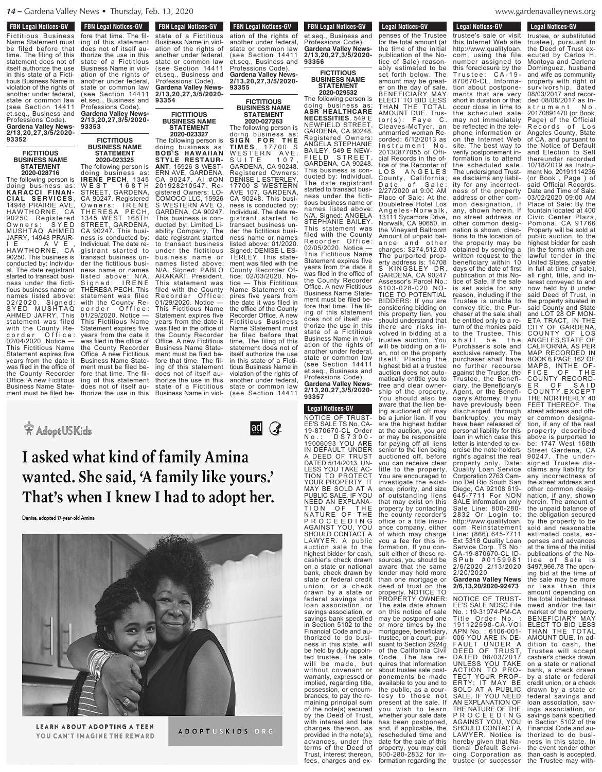## FBN Legal Notices-GV

Fictitious Business Name Statement must be filed before that time. The filing of this statement does not of itself authorize the use in this state of a Fictitious Business Name in violation of the rights of another under federal, state or common law (see Section 14411 et.seq., Business and Professions Code).

**Gardena Valley News-2/13,20,27,3/5/2020-93352**

### FICTITIOUS BUSINESS NAME STATEMENT 2020-028716

The following person is doing business as: **KARACCI FINANCIAL SERVICES**, 14948 PRAIRIE AVE, HAWTHORNE, CA 90250. Registered Owners: SYED MUSHTAQ AHMED JAFRY, 14948 PRAIRIE AVE, HAWTHORNE, CA 90250. This business is conducted by: Individual. The date registrant started to transact business under the fictitious business name or names listed above: 02/2020. Signed: SYED MUSHTAQ AHMED JAFRY. This statement was filed with the County Recorder Office: 02/04/2020. Notice — This Fictitious Name Statement expires five years from the date it was filed in the office of the County Recorder Office. A new Fictitious Business Name Statement must be filed before that time. The filing of this statement does not of itself authorize the use in this state of a Fictitious Business Name in violation of the rights of another under federal, state or common law (see Section 14411 et.seq., Business and Professions Code).

**Gardena Valley News-2/13,20,27,3/5/2020-93353**

### FICTITIOUS BUSINESS NAME STATEMENT 2020-023325

The following person is doing business as: **IRENE PECH**, 1345 WEST 168TH STREET, GARDENA, CA 90247. Registered Owners: IRENE THERESA PECH, 1345 WEST 168TH STREET, GARDENA, CA 90247. This business is conducted by: Individual. The date registrant started to transact business under the fictitious business name or names listed above: N/A. Signed: IRENE THERESA PECH. This statement was filed with the County Recorder Office: 01/29/2020. Notice — This Fictitious Name Statement expires five years from the date it was filed in the office of the County Recorder Office. A new Fictitious Business Name Statement must be filed before that time. The filing of this statement does not of itself authorize the use in this state of a Fictitious Business Name in violation of the rights of another under federal, state or common law (see Section 14411 et.seq., Business and Professions Code).

**Gardena Valley News-2/13,20,27,3/5/2020-93354**

### FICTITIOUS BUSINESS NAME STATEMENT 2020-023327

The following person is doing business as: **BOB'S HAWAIIAN STYLE RESTAURANT**, 15926 S WESTERN AVE, GARDENA, CA 90247. AI #ON 201928210547. Registered Owners: LOCOMOCO LLC, 15926 S WESTERN AVE Q, GARDENA, CA 90247. This business is conducted by: Limited Liability Company. The date registrant started to transact business under the fictitious business name or names listed above: N/A. Signed: PABLO ARAKAKI, President. This statement was filed with the County Recorder Office: 01/29/2020. Notice — This Fictitious Name Statement expires five years from the date it was filed in the office of the County Recorder Office. A new Fictitious Business Name Statement must be filed before that time. The filing of this statement does not of itself authorize the use in this state of a Fictitious Business Name in violation of the rights of another under federal, state or common law (see Section 14411 et.seq., Business and Professions Code).

**Gardena Valley News-2/13,20,27,3/5/2020-93355**

### FICTITIOUS BUSINESS NAME STATEMENT 2020-027263

The following person is doing business as: **SIGN FOR THE TIMES**, 17700 S WESTERN AVE. SUITE 107, GARDENA, CA 90248. Registered Owners: DENISE L ESTERLEY, 17700 S WESTERN AVE 107, GARDENA, CA 90248. This business is conducted by: Individual. The date registrant started to transact business under the fictitious business name or names listed above: 01/2020. Signed: DENISE L ESTERLEY. This statement was filed with the County Recorder Office: 02/03/2020. Notice — This Fictitious Name Statement expires five years from the date it was filed in the office of the County Recorder Office. A new Fictitious Business Name Statement must be filed before that time. The filing of this statement does not of itself authorize the use in this state of a Fictitious Business Name in violation of the rights of another under federal, state or common law (see Section 14411 et.seq., Business and Professions Code).

**Gardena Valley News-2/13,20,27,3/5/2020-93356**

### FICTITIOUS BUSINESS NAME STATEMENT 2020-029532

The following person is doing business as: **ASR HEALTHCARE NECESSITIES**, 549 E NEWFIELD STREET, GARDENA, CA 90248. Registered Owners: ANGELA STEPHANIE BAILEY, 549 E NEWFIELD STREET, GARDENA, CA 90248. This business is conducted by: Individual. The date registrant started to transact business under the fictitious business name or names listed above: N/A. Signed: ANGELA STEPHANIE BAILEY. This statement was filed with the County Recorder Office: 02/05/2020. Notice — This Fictitious Name Statement expires five years from the date it was filed in the office of the County Recorder Office. A new Fictitious Business Name Statement must be filed before that time. The filing of this statement does not of itself authorize the use in this state of a Fictitious Business Name in violation of the rights of another under federal, state or common law (see Section 14411 et.seq., Business and Professions Code).

**Gardena Valley News-2/13,20,27,3/5/2020-93357**

## Legal Notices-GV

NOTICE OF TRUSTEE'S SALE TS No. CA-19-870670-CL Order No.: DS7300-19006093 YOU ARE IN DEFAULT UNDER A DEED OF TRUST DATED 5/14/2013. UNLESS YOU TAKE ACTION TO PROTECT YOUR PROPERTY, IT MAY BE SOLD AT A PUBLIC SALE. IF YOU NEED AN EXPLANATION OF THE NATURE OF THE PROCEEDING AGAINST YOU, YOU SHOULD CONTACT A LAWYER. A public auction sale to the highest bidder for cash, cashier's check drawn on a state or national bank, check drawn by state or federal credit union, or a check drawn by a state or federal savings and loan association, or savings association, or savings bank specified in Section 5102 to the Financial Code and authorized to do business in this state, will be held by duly appointed trustee. The sale will be made, but without covenant or warranty, expressed or implied, regarding title, possession, or encumbrances, to pay the remaining principal sum of the note(s) secured by the Deed of Trust, with interest and late charges thereon, as provided in the note(s), advances, under the terms of the Deed of Trust, interest thereon, fees, charges and expenses of the Trustee for the total amount (at the time of the initial publication of the Notice of Sale) reasonably estimated to be set forth below. The amount may be greater on the day of sale. BENEFICIARY MAY ELECT TO BID LESS THAN THE TOTAL AMOUNT DUE. Trustor(s): Faye C. Cleaves-McTyer, an unmarried woman Recorded: 6/12/2013 as Instrument No. 20130877055 of Official Records in the office of the Recorder of LOS ANGELES County, California; Date of Sale: 2/27/2020 at 9:00 AM Place of Sale: At the Doubletree Hotel Los Angeles-Norwalk, 13111 Sycamore Drive, Norwalk, CA 90650, in the Vineyard Ballroom Amount of unpaid balance and other charges: $274,512.03 The purported property address is: 14708 S KINGSLEY DR, GARDENA, CA 90247 Assessor's Parcel No.: 6103-028-020 NOTICE TO POTENTIAL BIDDERS: If you are considering bidding on this property lien, you should understand that there are risks involved in bidding at a trustee auction. You will be bidding on a lien, not on the property itself. Placing the highest bid at a trustee auction does not automatically entitle you to free and clear ownership of the property. You should also be aware that the lien being auctioned off may be a junior lien. If you are the highest bidder at the auction, you are or may be responsible for paying off all liens senior to the lien being auctioned off, before you can receive clear title to the property. You are encouraged to investigate the existence, priority, and size of outstanding liens that may exist on this property by contacting the county recorder's office or a title insurance company, either of which may charge you a fee for this information. If you consult either of these resources, you should be aware that the same lender may hold more than one mortgage or deed of trust on the property. NOTICE TO PROPERTY OWNER: The sale date shown on this notice of sale may be postponed one or more times by the mortgagee, beneficiary, trustee, or a court, pursuant to Section 2924g of the California Civil Code. The law requires that information about trustee sale postponements be made available to you and to the public, as a courtesy to those not present at the sale. If you wish to learn whether your sale date has been postponed, and, if applicable, the rescheduled time and date for the sale of this property, you may call 800-280-2832 for information regarding the trustee's sale or visit this Internet Web site http://www.qualityloan.com, using the file number assigned to this foreclosure by the Trustee: CA-19-870670-CL. Information about postponements that are very short in duration or that occur close in time to the scheduled sale may not immediately be reflected in the telephone information or on the Internet Web site. The best way to verify postponement information is to attend the scheduled sale. The undersigned Trustee disclaims any liability for any incorrectness of the property address or other common designation, if any, shown herein. If no street address or other common designation is shown, directions to the location of the property may be obtained by sending a written request to the beneficiary within 10 days of the date of first publication of this Notice of Sale. If the sale is set aside for any reason, including if the Trustee is unable to convey title, the Purchaser at the sale shall be entitled only to a return of the monies paid to the Trustee. This shall be the Purchaser's sole and exclusive remedy. The purchaser shall have no further recourse against the Trustor, the Trustee, the Beneficiary, the Beneficiary's Agent, or the Beneficiary's Attorney. If you have previously been discharged through bankruptcy, you may have been released of personal liability for this loan in which case this letter is intended to exercise the note holders right's against the real property only. Date: Quality Loan Service Corporation 2763 Camino Del Rio South San Diego, CA 92108 619-645-7711 For NON SALE information only Sale Line: 800-280-2832 Or Login to: http://www.qualityloan.com Reinstatement Line: (866) 645-7711 Ext 5318 Quality Loan Service Corp. TS No.: CA-19-870670-CL IDSPub #0159981 2/6/2020 2/13/2020 2/20/2020

**Gardena Valley News 2/6,13,20/2020-92473**

NOTICE OF TRUSTEE'S SALE NDSC File No. : 19-31074-PM-CA Title Order No. : 191122598-CA-VOI APN No. : 6106-001-006 YOU ARE IN DEFAULT UNDER A DEED OF TRUST, DATED 08/03/2017 UNLESS YOU TAKE ACTION TO PROTECT YOUR PROPERTY, IT MAY BE SOLD AT A PUBLIC SALE. IF YOU NEED AN EXPLANATION OF THE NATURE OF THE PROCEEDING AGAINST YOU, YOU SHOULD CONTACT A LAWYER. Notice is hereby given that National Default Servicing Corporation as trustee (or successor trustee, or substituted trustee), pursuant to the Deed of Trust executed by Carlos H. Montoya and Darlena Dominguez, husband and wife as community property with right of survivorship, dated 08/03/2017 and recorded 08/08/2017 as Instrument No. 20170891470 (or Book, Page) of the Official Records of Los Angeles County, State of CA, and pursuant to the Notice of Default and Election to Sell thereunder recorded 10/18/2019 as Instrument No. 20191114236 (or Book , Page ) of said Official Records. Date and Time of Sale: 03/02/2020 09:00 AM Place of Sale: By the fountain located at 400 Civic Center Plaza, Pomona, CA 91766 Property will be sold at public auction, to the highest bidder for cash (in the forms which are lawful tender in the United States, payable in full at time of sale), all right, title, and interest conveyed to and now held by it under said Deed of Trust, in the property situated in said County and State and LOT 28 OF MONETA TRACT, IN THE CITY OF GARDENA, COUNTY OF LOS ANGELES,STATE OF CALIFORNIA, AS PER MAP RECORDED IN BOOK 6 PAGE 162 OF MAPS, INTHE OFFICE OF THE COUNTY RECORDER OF SAID COUNTY.EXCEPT THE NORTHERLY 40 FEET THEREOF. The street address and other common designation, if any of the real property described above is purported to be: 1747 West 168th Street Gardena, CA 90247. The undersigned Trustee disclaims any liability for any incorrectness of the street address and other common designation, if any, shown herein. The amount of the unpaid balance of the obligation secured by the property to be sold and reasonable estimated costs, expenses and advances at the time of the initial publications of the Notice of Sale is $497,966.78 The opening bid at the time of the sale may be more or less than this amount depending on the total indebtedness owed and/or the fair market of the property. BENEFICIARY MAY ELECT TO BID LESS THAN THE TOTAL AMOUNT DUE. In addition to cash, the Trustee will accept cashier's checks drawn on a state or national bank, a check drawn by a state or federal credit union, or a check drawn by a state or federal savings and loan association, savings association, or savings bank specified in Section 5102 of the Financial Code and authorized to do business in this state. In the event tender other than cash is accepted, the Trustee may with-

Adopt US Kids

I asked what kind of family Amina wanted. She said, 'A family like yours.' That's when I knew I had to adopt her.

Denise, adopted 17-year-old Amina

LEARN ABOUT ADOPTING A TEEN YOU CAN'T IMAGINE THE REWARD

ADOPTUSKIDS.ORG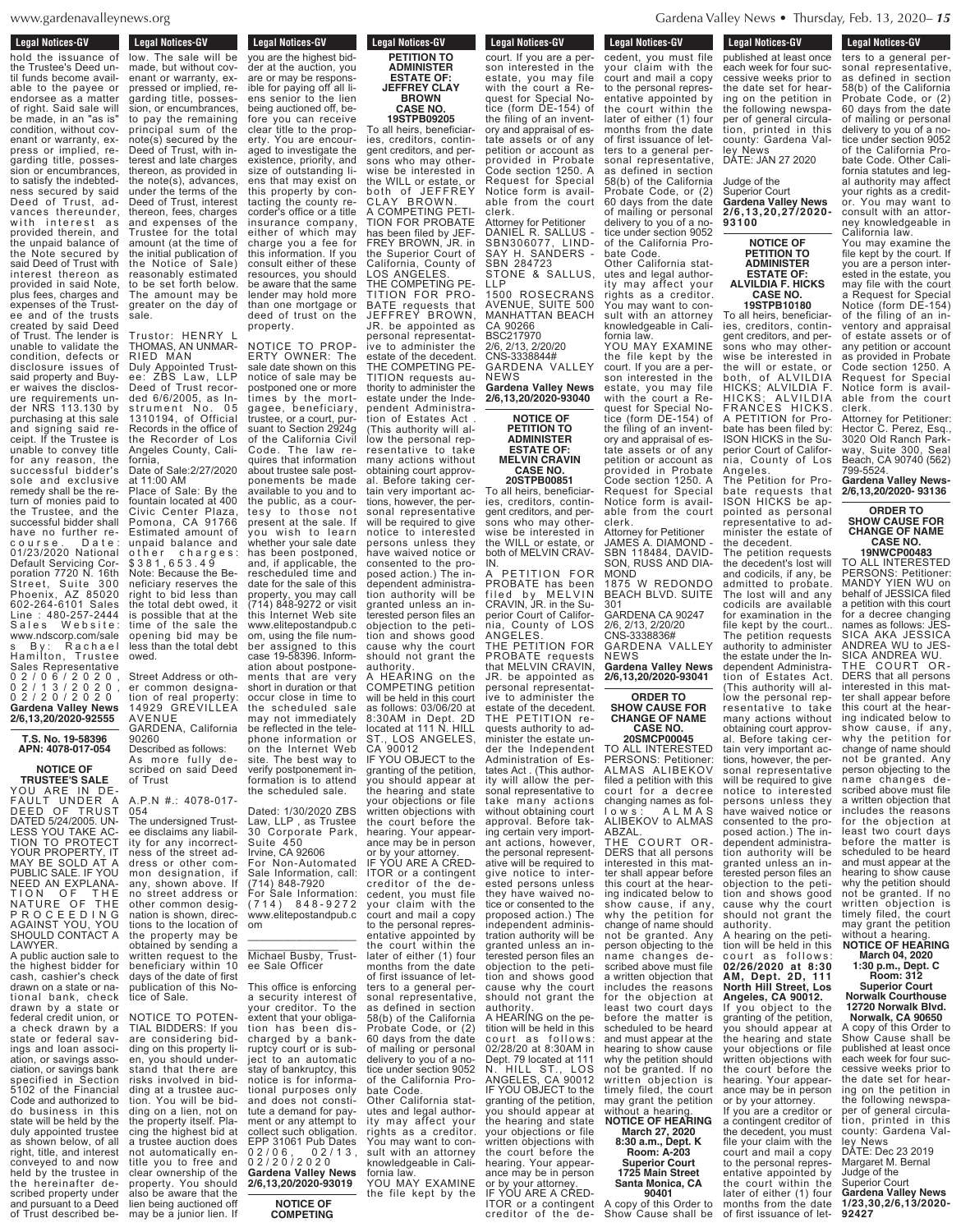hold the issuance of the Trustee's Deed until funds become available to the payee or endorsee as a matter of right. Said sale will be made, in an "as is" condition, without covenant or warranty, express or implied, regarding title, possession or encumbrances, to satisfy the indebtedness secured by said Deed of Trust, advances thereunder, with interest as provided therein, and the unpaid balance of the Note secured by said Deed of Trust with interest thereon as provided in said Note, plus fees, charges and expenses of the Trustee and of the trusts created by said Deed of Trust. The lender is unable to validate the condition, defects or disclosure issues of said property and Buyer waives the disclosure requirements under NRS 113.130 by purchasing at this sale and signing said receipt. If the Trustee is unable to convey title for any reason, the successful bidder's sole and exclusive remedy shall be the return of monies paid to the Trustee, and the successful bidder shall have no further recourse. Date: 01/23/2020 National Default Servicing Corporation 7720 N. 16th Street, Suite 300 Phoenix, AZ 85020 602-264-6101 Sales Line : 480-257-2444 Sales Website: www.ndscorp.com/sales By: Rachael Hamilton, Trustee Sales Representative 02/06/2020, 02/13/2020, 02/20/2020

**Gardena Valley News 2/6,13,20/2020-92555**

**T.S. No. 19-58396**
**APN: 4078-017-054**

**NOTICE OF TRUSTEE'S SALE**

YOU ARE IN DEFAULT UNDER A DEED OF TRUST DATED 5/24/2005. UNLESS YOU TAKE ACTION TO PROTECT YOUR PROPERTY, IT MAY BE SOLD AT A PUBLIC SALE. IF YOU NEED AN EXPLANATION OF THE NATURE OF THE PROCEEDING AGAINST YOU, YOU SHOULD CONTACT A LAWYER.

A public auction sale to the highest bidder for cash, cashier's check drawn on a state or national bank, check drawn by a state or federal credit union, or a check drawn by a state or federal savings and loan association, or savings association, or savings bank specified in Section 5102 of the Financial Code and authorized to do business in this state will be held by the duly appointed trustee as shown below, of all right, title, and interest conveyed to and now held by the trustee in the hereinafter described property under and pursuant to a Deed of Trust described below. The sale will be made, but without covenant or warranty, expressed or implied, regarding title, possession, or encumbrances, to pay the remaining principal sum of the note(s) secured by the Deed of Trust, with interest and late charges thereon, as provided in the note(s), advances, under the terms of the Deed of Trust, interest thereon, fees, charges and expenses of the Trustee for the total amount (at the time of the initial publication of the Notice of Sale) reasonably estimated to be set forth below. The amount may be greater on the day of sale.

Trustor: HENRY L THOMAS, AN UNMARRIED MAN
Duly Appointed Trustee: ZBS Law, LLP
Deed of Trust recorded 6/6/2005, as Instrument No. 05 1310194, of Official Records in the office of the Recorder of Los Angeles County, California,
Date of Sale:2/27/2020 at 11:00 AM
Place of Sale: By the fountain located at 400 Civic Center Plaza, Pomona, CA 91766
Estimated amount of unpaid balance and other charges: $381,653.49
Note: Because the Beneficiary reserves the right to bid less than the total debt owed, it is possible that at the time of the sale the opening bid may be less than the total debt owed.

Street Address or other common designation of real property: 14929 GREVILLEA AVENUE
GARDENA, California 90260
Described as follows: As more fully described on said Deed of Trust

A.P.N #.: 4078-017-054

The undersigned Trustee disclaims any liability for any incorrectness of the street address or other common designation, if any, shown above. If no street address or other common designation is shown, directions to the location of the property may be obtained by sending a written request to the beneficiary within 10 days of the date of first publication of this Notice of Sale.

NOTICE TO POTENTIAL BIDDERS: If you are considering bidding on this property lien, you should understand that there are risks involved in bidding at a trustee auction. You will be bidding on a lien, not on the property itself. Placing the highest bid at a trustee auction does not automatically entitle you to free and clear ownership of the property. You should also be aware that the lien being auctioned off may be a junior lien. If you are the highest bidder at the auction, you are or may be responsible for paying off all liens senior to the lien being auctioned off, before you can receive clear title to the property. You are encouraged to investigate the existence, priority, and size of outstanding liens that may exist on this property by contacting the county recorder's office or a title insurance company, either of which may charge you a fee for this information. If you consult either of these resources, you should be aware that the same lender may hold more than one mortgage or deed of trust on the property.

NOTICE TO PROPERTY OWNER: The sale date shown on this notice of sale may be postponed one or more times by the mortgagee, beneficiary, trustee, or a court, pursuant to Section 2924g of the California Civil Code. The law requires that information about trustee sale postponements be made available to you and to the public, as a courtesy to those not present at the sale. If you wish to learn whether your sale date has been postponed, and, if applicable, the rescheduled time and date for the sale of this property, you may call (714) 848-9272 or visit this Internet Web site www.elitepostandpub.com, using the file number assigned to this case 19-58396. Information about postponements that are very short in duration or that occur close in time to the scheduled sale may not immediately be reflected in the telephone information or on the Internet Web site. The best way to verify postponement information is to attend the scheduled sale.

Dated: 1/30/2020 ZBS Law, LLP , as Trustee
30 Corporate Park, Suite 450
Irvine, CA 92606
For Non-Automated Sale Information, call: (714) 848-7920
For Sale Information: (714) 848-9272
www.elitepostandpub.com

\_\_\_\_\_\_\_\_\_\_\_\_\_\_\_\_\_\_
Michael Busby, Trustee Sale Officer

This office is enforcing a security interest of your creditor. To the extent that your obligation has been discharged by a bankruptcy court or is subject to an automatic stay of bankruptcy, this notice is for informational purposes only and does not constitute a demand for payment or any attempt to collect such obligation.
EPP 31061 Pub Dates 02/06, 02/13, 02/20/2020

**Gardena Valley News 2/6,13,20/2020-93019**

**NOTICE OF COMPETING PETITION TO ADMINISTER ESTATE OF: JEFFREY CLAY BROWN**
**CASE NO. 19STPB09205**

To all heirs, beneficiaries, creditors, contingent creditors, and persons who may otherwise be interested in the WILL or estate, or both of JEFFREY CLAY BROWN.

A COMPETING PETITION FOR PROBATE has been filed by JEFFREY BROWN, JR. in the Superior Court of California, County of LOS ANGELES.

THE COMPETING PETITION FOR PROBATE requests that JEFFREY BROWN, JR. be appointed as personal representative to administer the estate of the decedent.

THE COMPETING PETITION requests authority to administer the estate under the Independent Administration of Estates Act . (This authority will allow the personal representative to take many actions without obtaining court approval. Before taking certain very important actions, however, the personal representative will be required to give notice to interested persons unless they have waived notice or consented to the proposed action.) The independent administration authority will be granted unless an interested person files an objection to the petition and shows good cause why the court should not grant the authority.

A HEARING on the COMPETING petition will be held in this court as follows: 03/06/20 at 8:30AM in Dept. 2D located at 111 N. HILL ST., LOS ANGELES, CA 90012

IF YOU OBJECT to the granting of the petition, you should appear at the hearing and state your objections or file written objections with the court before the hearing. Your appearance may be in person or by your attorney.

IF YOU ARE A CREDITOR or a contingent creditor of the decedent, you must file your claim with the court and mail a copy to the personal representative appointed by the court within the later of either (1) four months from the date of first issuance of letters to a general personal representative, as defined in section 58(b) of the California Probate Code, or (2) 60 days from the date of mailing or personal delivery to you of a notice under section 9052 of the California Probate Code.

Other California statutes and legal authority may affect your rights as a creditor. You may want to consult with an attorney knowledgeable in California law.

YOU MAY EXAMINE the file kept by the court. If you are a person interested in the estate, you may file with the court a Request for Special Notice (form DE-154) of the filing of an inventory and appraisal of estate assets or of any petition or account as provided in Probate Code section 1250. A Request for Special Notice form is available from the court clerk.

Attorney for Petitioner
DANIEL R. SALLUS - SBN306077, LINDSAY H. SANDERS - SBN 284723
STONE & SALLUS, LLP
1500 ROSECRANS AVENUE, SUITE 500
MANHATTAN BEACH CA 90266
BSC217970
2/6, 2/13, 2/20/20
CNS-3338844#
GARDENA VALLEY NEWS

**Gardena Valley News 2/6,13,20/2020-93040**

**NOTICE OF PETITION TO ADMINISTER ESTATE OF: MELVIN CRAVIN**
**CASE NO. 20STPB00851**

To all heirs, beneficiaries, creditors, contingent creditors, and persons who may otherwise be interested in the WILL or estate, or both of MELVIN CRAVIN.

A PETITION FOR PROBATE has been filed by MELVIN CRAVIN, JR. in the Superior Court of California, County of LOS ANGELES.

THE PETITION FOR PROBATE requests that MELVIN CRAVIN, JR. be appointed as personal representative to administer the estate of the decedent.

THE PETITION requests authority to administer the estate under the Independent Administration of Estates Act . (This authority will allow the personal representative to take many actions without obtaining court approval. Before taking certain very important actions, however, the personal representative will be required to give notice to interested persons unless they have waived notice or consented to the proposed action.) The independent administration authority will be granted unless an interested person files an objection to the petition and shows good cause why the court should not grant the authority.

A HEARING on the petition will be held in this court as follows: 02/28/20 at 8:30AM in Dept. 79 located at 111 N. HILL ST., LOS ANGELES, CA 90012

IF YOU OBJECT to the granting of the petition, you should appear at the hearing and state your objections or file written objections with the court before the hearing. Your appearance may be in person or by your attorney.

IF YOU ARE A CREDITOR or a contingent creditor of the decedent, you must file your claim with the court and mail a copy to the personal representative appointed by the court within the later of either (1) four months from the date of first issuance of letters to a general personal representative, as defined in section 58(b) of the California Probate Code, or (2) 60 days from the date of mailing or personal delivery to you of a notice under section 9052 of the California Probate Code.

Other California statutes and legal authority may affect your rights as a creditor. You may want to consult with an attorney knowledgeable in California law.

YOU MAY EXAMINE the file kept by the court. If you are a person interested in the estate, you may file with the court a Request for Special Notice (form DE-154) of the filing of an inventory and appraisal of estate assets or of any petition or account as provided in Probate Code section 1250. A Request for Special Notice form is available from the court clerk.

Attorney for Petitioner
JAMES A. DIAMOND - SBN 118484, DAVIDSON, RUSS AND DIAMOND
1875 W REDONDO BEACH BLVD. SUITE 301
GARDENA CA 90247
2/6, 2/13, 2/20/20
CNS-3338836#
GARDENA VALLEY NEWS

**Gardena Valley News 2/6,13,20/2020-93041**

**ORDER TO SHOW CAUSE FOR CHANGE OF NAME**
**CASE NO. 20SMCP00045**

TO ALL INTERESTED PERSONS: Petitioner: ALMAS ALIBEKOV filed a petition with this court for a decree changing names as follows: ALMAS ALIBEKOV to ALMAS ABZAL.

THE COURT ORDERS that all persons interested in this matter shall appear before this court at the hearing indicated below to show cause, if any, why the petition for change of name should not be granted. Any person objecting to the name changes described above must file a written objection that includes the reasons for the objection at least two court days before the matter is scheduled to be heard and must appear at the hearing to show cause why the petition should not be granted. If no written objection is timely filed, the court may grant the petition without a hearing.

**NOTICE OF HEARING**
**March 27, 2020**
**8:30 a.m., Dept. K**
**Room: A-203**
**Superior Court**
**1725 Main Street**
**Santa Monica, CA 90401**

A copy of this Order to Show Cause shall be published at least once each week for four successive weeks prior to the date set for hearing on the petition in the following newspaper of general circulation, printed in this county: Gardena Valley News
DATE: JAN 27 2020

Judge of the Superior Court

**Gardena Valley News 2/6,13,20,27/2020-93100**

**NOTICE OF PETITION TO ADMINISTER ESTATE OF: ALVILDIA F. HICKS**
**CASE NO. 19STPB10180**

To all heirs, beneficiaries, creditors, contingent creditors, and persons who may otherwise be interested in the will or estate, or both, of ALVILDIA HICKS; ALVILDIA F. HICKS; ALVILDIA FRANCES HICKS.

A PETITION for Probate has been filed by: ISON HICKS in the Superior Court of California, County of Los Angeles.

The Petition for Probate requests that ISON HICKS be appointed as personal representative to administer the estate of the decedent.

The petition requests the decedent's lost will and codicils, if any, be admitted to probate. The lost will and any codicils are available for examination in the file kept by the court..

The petition requests authority to administer the estate under the Independent Administration of Estates Act. (This authority will allow the personal representative to take many actions without obtaining court approval. Before taking certain very important actions, however, the personal representative will be required to give notice to interested persons unless they have waived notice or consented to the proposed action.) The independent administration authority will be granted unless an interested person files an objection to the petition and shows good cause why the court should not grant the authority.

A hearing on the petition will be held in this court as follows: **02/26/2020 at 8:30 AM, Dept. 2D, 111 North Hill Street, Los Angeles, CA 90012.**

If you object to the granting of the petition, you should appear at the hearing and state your objections or file written objections with the court before the hearing. Your appearance may be in person or by your attorney.

If you are a creditor or a contingent creditor of the decedent, you must file your claim with the court and mail a copy to the personal representative appointed by the court within the later of either (1) four months from the date of first issuance of letters to a general personal representative, as defined in section 58(b) of the California Probate Code, or (2) 60 days from the date of mailing or personal delivery to you of a notice under section 9052 of the California Probate Code. Other California statutes and legal authority may affect your rights as a creditor. You may want to consult with an attorney knowledgeable in California law.

You may examine the file kept by the court. If you are a person interested in the estate, you may file with the court a Request for Special Notice (form DE-154) of the filing of an inventory and appraisal of estate assets or of any petition or account as provided in Probate Code section 1250. A Request for Special Notice form is available from the court clerk.

Attorney for Petitioner: Hector C. Perez, Esq., 3020 Old Ranch Parkway, Suite 300, Seal Beach, CA 90740 (562) 799-5524.

**Gardena Valley News-2/6,13,20/2020- 93136**

**ORDER TO SHOW CAUSE FOR CHANGE OF NAME**
**CASE NO. 19NWCP00483**

TO ALL INTERESTED PERSONS: Petitioner: MANDY YIEN WU on behalf of JESSICA filed a petition with this court for a decree changing names as follows: JESSICA AKA JESSICA ANDREA WU to JESSICA ANDREA WU.

THE COURT ORDERS that all persons interested in this matter shall appear before this court at the hearing indicated below to show cause, if any, why the petition for change of name should not be granted. Any person objecting to the name changes described above must file a written objection that includes the reasons for the objection at least two court days before the matter is scheduled to be heard and must appear at the hearing to show cause why the petition should not be granted. If no written objection is timely filed, the court may grant the petition without a hearing.

**NOTICE OF HEARING**
**March 04, 2020**
**1:30 p.m., Dept. C**
**Room: 312**
**Superior Court**
**Norwalk Courthouse**
**12720 Norwalk Blvd.**
**Norwalk, CA 90650**

A copy of this Order to Show Cause shall be published at least once each week for four successive weeks prior to the date set for hearing on the petition in the following newspaper of general circulation, printed in this county: Gardena Valley News
DATE: Dec 23 2019
Margaret M. Bernal
Judge of the Superior Court

**Gardena Valley News 1/23,30,2/6,13/2020-92427**